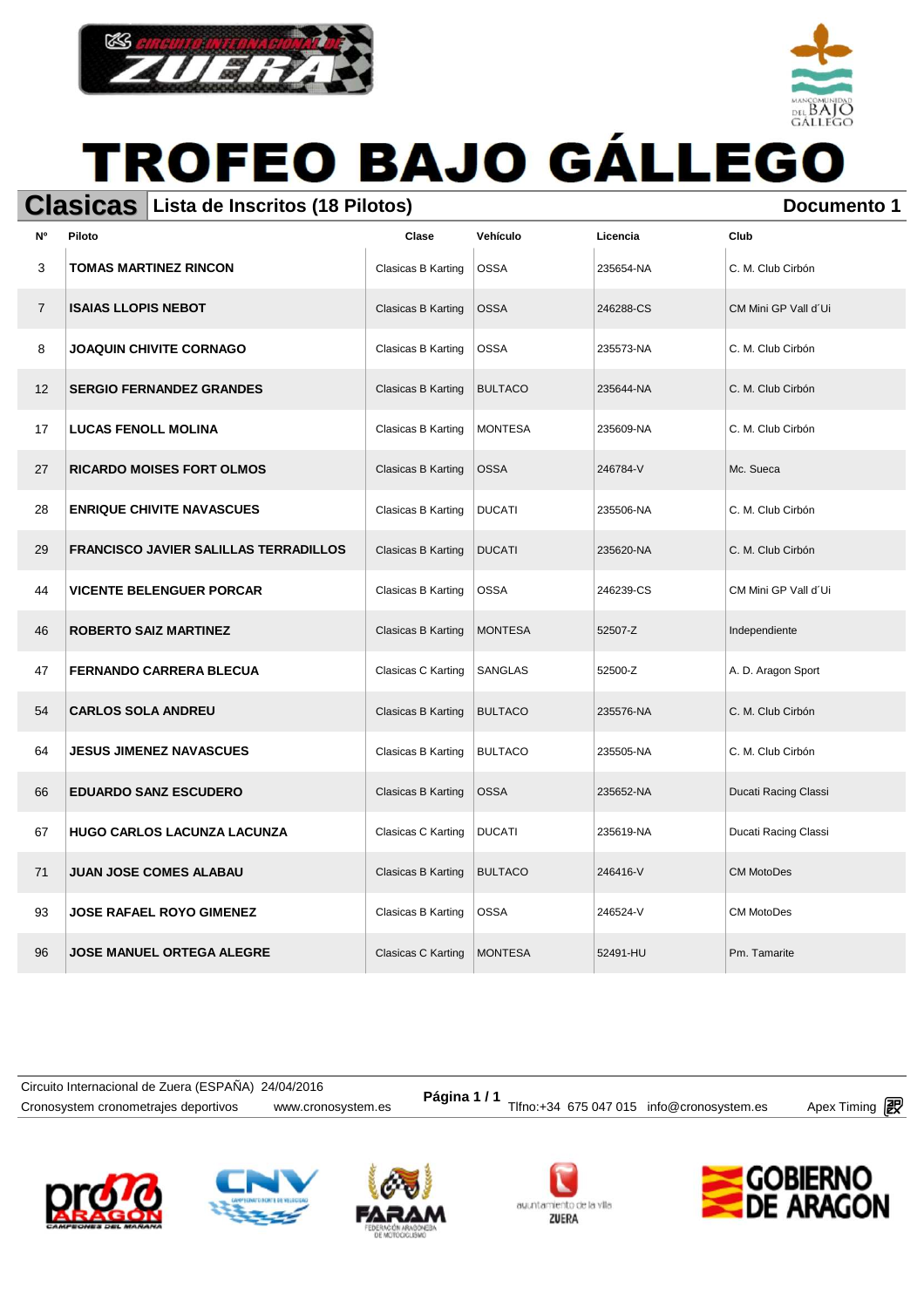# TROFEO BAJO GÁLLEGO

## Clasicas | Lista de Inscritos (18 Pilotos) | Documento 1

| Nº | Piloto | Clase | Vehículo | Licencia | Club |
|---|---|---|---|---|---|
| 3 | **TOMAS MARTINEZ RINCON** | Clasicas B Karting | OSSA | 235654-NA | C. M. Club Cirbón |
| 7 | **ISAIAS LLOPIS NEBOT** | Clasicas B Karting | OSSA | 246288-CS | CM Mini GP Vall d´Ui |
| 8 | **JOAQUIN CHIVITE CORNAGO** | Clasicas B Karting | OSSA | 235573-NA | C. M. Club Cirbón |
| 12 | **SERGIO FERNANDEZ GRANDES** | Clasicas B Karting | BULTACO | 235644-NA | C. M. Club Cirbón |
| 17 | **LUCAS FENOLL MOLINA** | Clasicas B Karting | MONTESA | 235609-NA | C. M. Club Cirbón |
| 27 | **RICARDO MOISES FORT OLMOS** | Clasicas B Karting | OSSA | 246784-V | Mc. Sueca |
| 28 | **ENRIQUE CHIVITE NAVASCUES** | Clasicas B Karting | DUCATI | 235506-NA | C. M. Club Cirbón |
| 29 | **FRANCISCO JAVIER SALILLAS TERRADILLOS** | Clasicas B Karting | DUCATI | 235620-NA | C. M. Club Cirbón |
| 44 | **VICENTE BELENGUER PORCAR** | Clasicas B Karting | OSSA | 246239-CS | CM Mini GP Vall d´Ui |
| 46 | **ROBERTO SAIZ MARTINEZ** | Clasicas B Karting | MONTESA | 52507-Z | Independiente |
| 47 | **FERNANDO CARRERA BLECUA** | Clasicas C Karting | SANGLAS | 52500-Z | A. D. Aragon Sport |
| 54 | **CARLOS SOLA ANDREU** | Clasicas B Karting | BULTACO | 235576-NA | C. M. Club Cirbón |
| 64 | **JESUS JIMENEZ NAVASCUES** | Clasicas B Karting | BULTACO | 235505-NA | C. M. Club Cirbón |
| 66 | **EDUARDO SANZ ESCUDERO** | Clasicas B Karting | OSSA | 235652-NA | Ducati Racing Classi |
| 67 | **HUGO CARLOS LACUNZA LACUNZA** | Clasicas C Karting | DUCATI | 235619-NA | Ducati Racing Classi |
| 71 | **JUAN JOSE COMES ALABAU** | Clasicas B Karting | BULTACO | 246416-V | CM MotoDes |
| 93 | **JOSE RAFAEL ROYO GIMENEZ** | Clasicas B Karting | OSSA | 246524-V | CM MotoDes |
| 96 | **JOSE MANUEL ORTEGA ALEGRE** | Clasicas C Karting | MONTESA | 52491-HU | Pm. Tamarite |

Circuito Internacional de Zuera (ESPAÑA) 24/04/2016
Cronosystem cronometrajes deportivos www.cronosystem.es
Página 1 / 1
Tlfno:+34 675 047 015 info@cronosystem.es
Apex Timing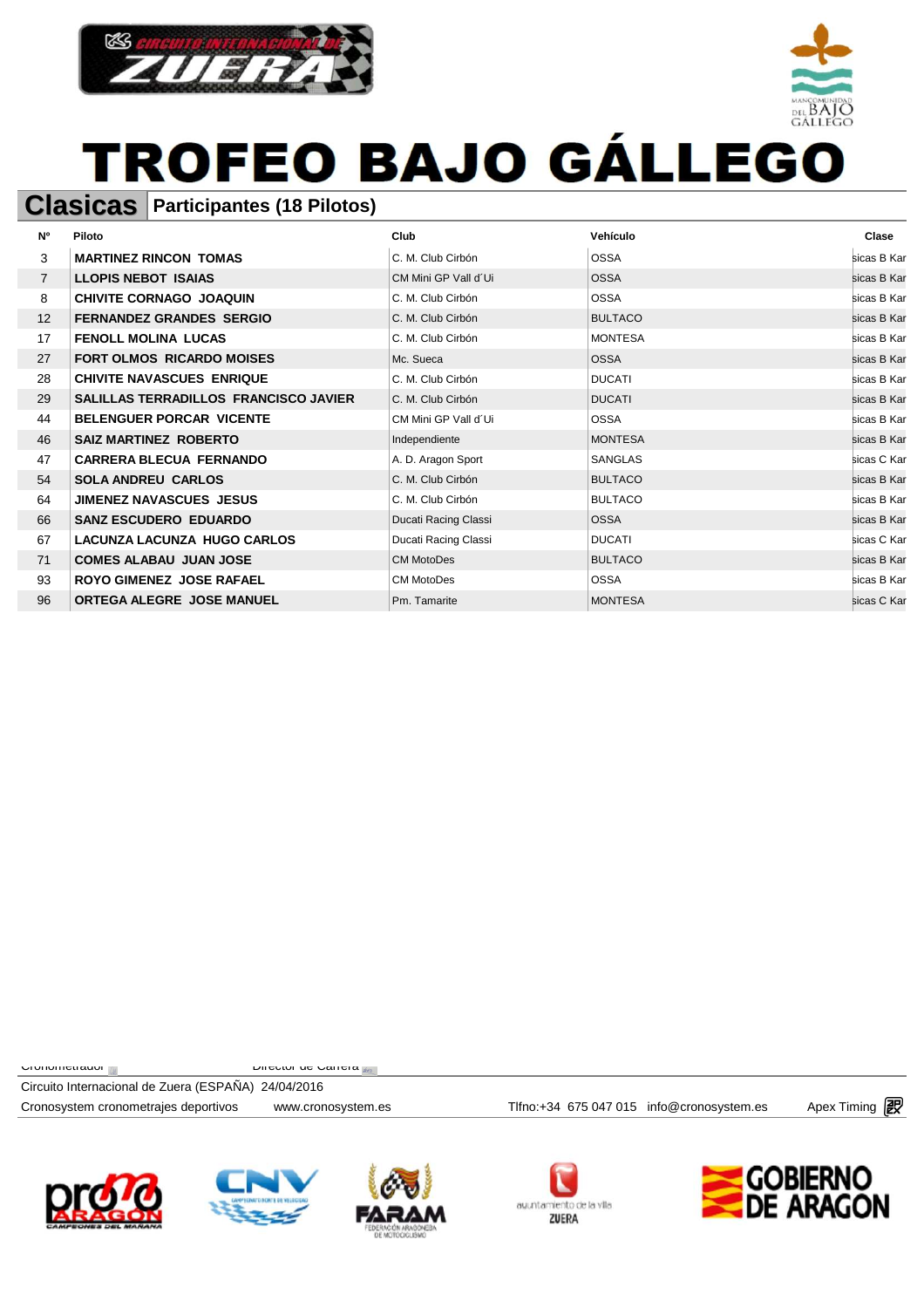# TROFEO BAJO GÁLLEGO

## Clasicas Participantes (18 Pilotos)

| Nº | Piloto | Club | Vehículo | Clase |
|---|---|---|---|---|
| 3 | **MARTINEZ RINCON TOMAS** | C. M. Club Cirbón | OSSA | sicas B Kar |
| 7 | **LLOPIS NEBOT ISAIAS** | CM Mini GP Vall d´Ui | OSSA | sicas B Kar |
| 8 | **CHIVITE CORNAGO JOAQUIN** | C. M. Club Cirbón | OSSA | sicas B Kar |
| 12 | **FERNANDEZ GRANDES SERGIO** | C. M. Club Cirbón | BULTACO | sicas B Kar |
| 17 | **FENOLL MOLINA LUCAS** | C. M. Club Cirbón | MONTESA | sicas B Kar |
| 27 | **FORT OLMOS RICARDO MOISES** | Mc. Sueca | OSSA | sicas B Kar |
| 28 | **CHIVITE NAVASCUES ENRIQUE** | C. M. Club Cirbón | DUCATI | sicas B Kar |
| 29 | **SALILLAS TERRADILLOS FRANCISCO JAVIER** | C. M. Club Cirbón | DUCATI | sicas B Kar |
| 44 | **BELENGUER PORCAR VICENTE** | CM Mini GP Vall d´Ui | OSSA | sicas B Kar |
| 46 | **SAIZ MARTINEZ ROBERTO** | Independiente | MONTESA | sicas B Kar |
| 47 | **CARRERA BLECUA FERNANDO** | A. D. Aragon Sport | SANGLAS | sicas C Kar |
| 54 | **SOLA ANDREU CARLOS** | C. M. Club Cirbón | BULTACO | sicas B Kar |
| 64 | **JIMENEZ NAVASCUES JESUS** | C. M. Club Cirbón | BULTACO | sicas B Kar |
| 66 | **SANZ ESCUDERO EDUARDO** | Ducati Racing Classi | OSSA | sicas B Kar |
| 67 | **LACUNZA LACUNZA HUGO CARLOS** | Ducati Racing Classi | DUCATI | sicas C Kar |
| 71 | **COMES ALABAU JUAN JOSE** | CM MotoDes | BULTACO | sicas B Kar |
| 93 | **ROYO GIMENEZ JOSE RAFAEL** | CM MotoDes | OSSA | sicas B Kar |
| 96 | **ORTEGA ALEGRE JOSE MANUEL** | Pm. Tamarite | MONTESA | sicas C Kar |

Cronometrador Director de Carrera

Circuito Internacional de Zuera (ESPAÑA) 24/04/2016

Cronosystem cronometrajes deportivos www.cronosystem.es Tlfno:+34 675 047 015 info@cronosystem.es Apex Timing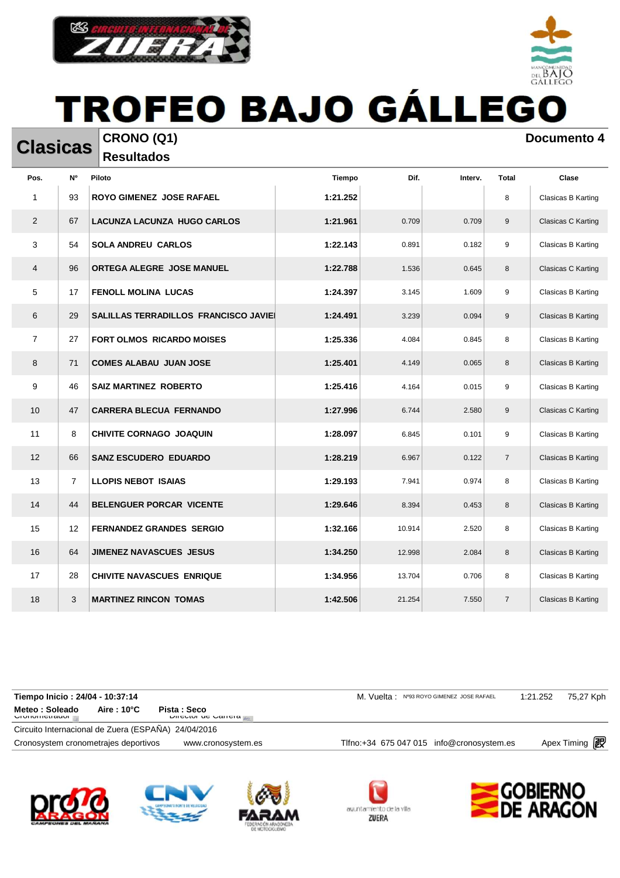# TROFEO BAJO GÁLLEGO

## Clasicas

**CRONO (Q1)**
**Resultados**

**Documento 4**

| Pos. | Nº | Piloto | Tiempo | Dif. | Interv. | Total | Clase |
|---|---|---|---|---|---|---|---|
| 1 | 93 | ROYO GIMENEZ JOSE RAFAEL | 1:21.252 | | | 8 | Clasicas B Karting |
| 2 | 67 | LACUNZA LACUNZA HUGO CARLOS | 1:21.961 | 0.709 | 0.709 | 9 | Clasicas C Karting |
| 3 | 54 | SOLA ANDREU CARLOS | 1:22.143 | 0.891 | 0.182 | 9 | Clasicas B Karting |
| 4 | 96 | ORTEGA ALEGRE JOSE MANUEL | 1:22.788 | 1.536 | 0.645 | 8 | Clasicas C Karting |
| 5 | 17 | FENOLL MOLINA LUCAS | 1:24.397 | 3.145 | 1.609 | 9 | Clasicas B Karting |
| 6 | 29 | SALILLAS TERRADILLOS FRANCISCO JAVIE | 1:24.491 | 3.239 | 0.094 | 9 | Clasicas B Karting |
| 7 | 27 | FORT OLMOS RICARDO MOISES | 1:25.336 | 4.084 | 0.845 | 8 | Clasicas B Karting |
| 8 | 71 | COMES ALABAU JUAN JOSE | 1:25.401 | 4.149 | 0.065 | 8 | Clasicas B Karting |
| 9 | 46 | SAIZ MARTINEZ ROBERTO | 1:25.416 | 4.164 | 0.015 | 9 | Clasicas B Karting |
| 10 | 47 | CARRERA BLECUA FERNANDO | 1:27.996 | 6.744 | 2.580 | 9 | Clasicas C Karting |
| 11 | 8 | CHIVITE CORNAGO JOAQUIN | 1:28.097 | 6.845 | 0.101 | 9 | Clasicas B Karting |
| 12 | 66 | SANZ ESCUDERO EDUARDO | 1:28.219 | 6.967 | 0.122 | 7 | Clasicas B Karting |
| 13 | 7 | LLOPIS NEBOT ISAIAS | 1:29.193 | 7.941 | 0.974 | 8 | Clasicas B Karting |
| 14 | 44 | BELENGUER PORCAR VICENTE | 1:29.646 | 8.394 | 0.453 | 8 | Clasicas B Karting |
| 15 | 12 | FERNANDEZ GRANDES SERGIO | 1:32.166 | 10.914 | 2.520 | 8 | Clasicas B Karting |
| 16 | 64 | JIMENEZ NAVASCUES JESUS | 1:34.250 | 12.998 | 2.084 | 8 | Clasicas B Karting |
| 17 | 28 | CHIVITE NAVASCUES ENRIQUE | 1:34.956 | 13.704 | 0.706 | 8 | Clasicas B Karting |
| 18 | 3 | MARTINEZ RINCON TOMAS | 1:42.506 | 21.254 | 7.550 | 7 | Clasicas B Karting |

**Tiempo Inicio : 24/04 - 10:37:14**
**Meteo : Soleado** **Aire : 10°C** **Pista : Seco**

M. Vuelta : Nº93 ROYO GIMENEZ JOSE RAFAEL 1:21.252 75,27 Kph

Cronometrador Director de Carrera

Circuito Internacional de Zuera (ESPAÑA) 24/04/2016

Cronosystem cronometrajes deportivos www.cronosystem.es Tlfno:+34 675 047 015 info@cronosystem.es Apex Timing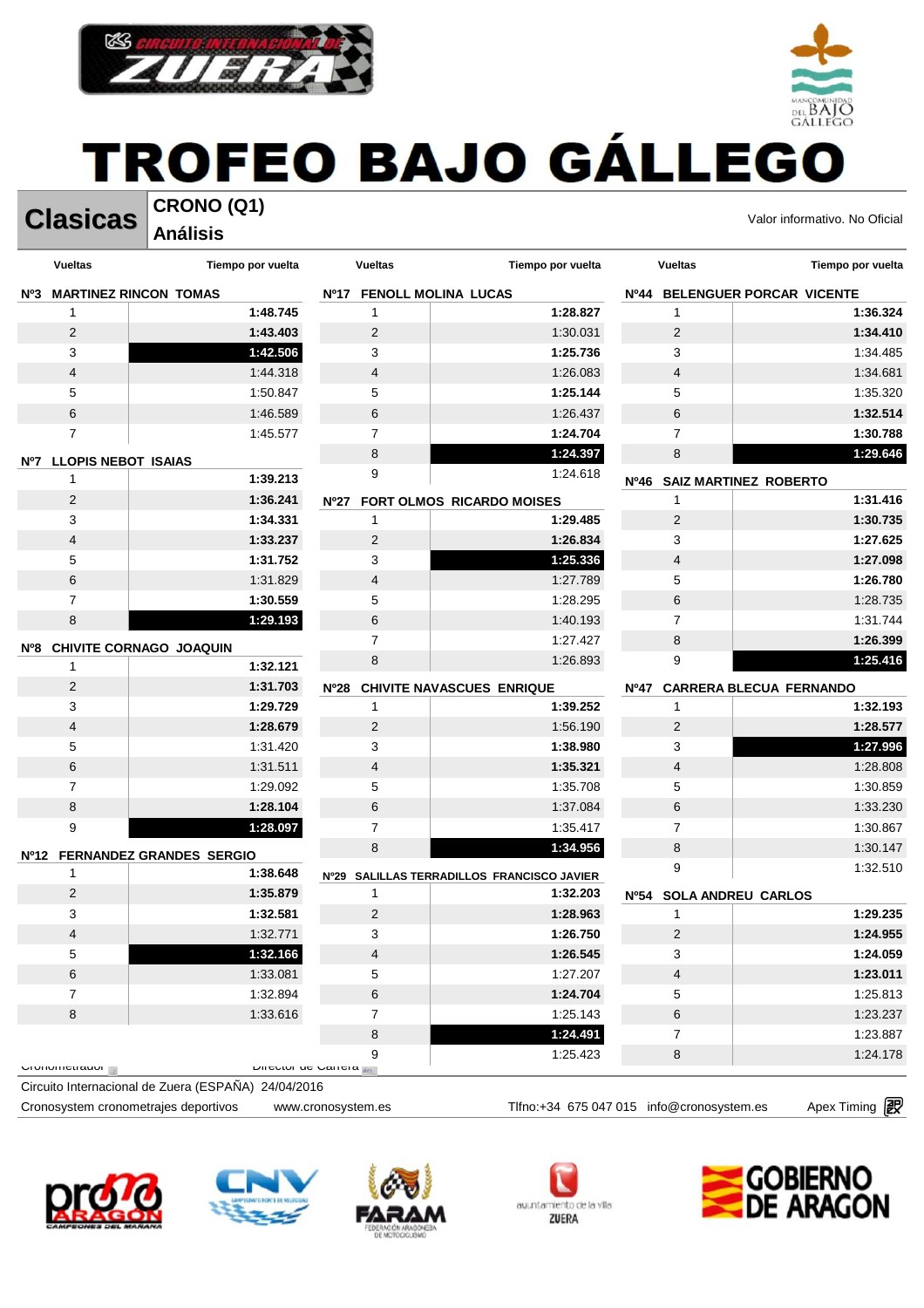# TROFEO BAJO GÁLLEGO

## Clasicas

**CRONO (Q1)**
**Análisis**

Valor informativo. No Oficial

### Nº3 MARTINEZ RINCON TOMAS

| Vueltas | Tiempo por vuelta |
|---|---|
| 1 | **1:48.745** |
| 2 | **1:43.403** |
| 3 | **1:42.506** |
| 4 | 1:44.318 |
| 5 | 1:50.847 |
| 6 | 1:46.589 |
| 7 | 1:45.577 |

### Nº7 LLOPIS NEBOT ISAIAS

| Vueltas | Tiempo por vuelta |
|---|---|
| 1 | **1:39.213** |
| 2 | **1:36.241** |
| 3 | **1:34.331** |
| 4 | **1:33.237** |
| 5 | **1:31.752** |
| 6 | 1:31.829 |
| 7 | **1:30.559** |
| 8 | **1:29.193** |

### Nº8 CHIVITE CORNAGO JOAQUIN

| Vueltas | Tiempo por vuelta |
|---|---|
| 1 | **1:32.121** |
| 2 | **1:31.703** |
| 3 | **1:29.729** |
| 4 | **1:28.679** |
| 5 | 1:31.420 |
| 6 | 1:31.511 |
| 7 | 1:29.092 |
| 8 | **1:28.104** |
| 9 | **1:28.097** |

### Nº12 FERNANDEZ GRANDES SERGIO

| Vueltas | Tiempo por vuelta |
|---|---|
| 1 | **1:38.648** |
| 2 | **1:35.879** |
| 3 | **1:32.581** |
| 4 | 1:32.771 |
| 5 | **1:32.166** |
| 6 | 1:33.081 |
| 7 | 1:32.894 |
| 8 | 1:33.616 |

### Nº17 FENOLL MOLINA LUCAS

| Vueltas | Tiempo por vuelta |
|---|---|
| 1 | **1:28.827** |
| 2 | 1:30.031 |
| 3 | **1:25.736** |
| 4 | 1:26.083 |
| 5 | **1:25.144** |
| 6 | 1:26.437 |
| 7 | **1:24.704** |
| 8 | **1:24.397** |
| 9 | 1:24.618 |

### Nº27 FORT OLMOS RICARDO MOISES

| Vueltas | Tiempo por vuelta |
|---|---|
| 1 | **1:29.485** |
| 2 | **1:26.834** |
| 3 | **1:25.336** |
| 4 | 1:27.789 |
| 5 | 1:28.295 |
| 6 | 1:40.193 |
| 7 | 1:27.427 |
| 8 | 1:26.893 |

### Nº28 CHIVITE NAVASCUES ENRIQUE

| Vueltas | Tiempo por vuelta |
|---|---|
| 1 | **1:39.252** |
| 2 | 1:56.190 |
| 3 | **1:38.980** |
| 4 | **1:35.321** |
| 5 | 1:35.708 |
| 6 | 1:37.084 |
| 7 | 1:35.417 |
| 8 | **1:34.956** |

### Nº29 SALILLAS TERRADILLOS FRANCISCO JAVIER

| Vueltas | Tiempo por vuelta |
|---|---|
| 1 | **1:32.203** |
| 2 | **1:28.963** |
| 3 | **1:26.750** |
| 4 | **1:26.545** |
| 5 | 1:27.207 |
| 6 | **1:24.704** |
| 7 | 1:25.143 |
| 8 | **1:24.491** |
| 9 | 1:25.423 |

### Nº44 BELENGUER PORCAR VICENTE

| Vueltas | Tiempo por vuelta |
|---|---|
| 1 | **1:36.324** |
| 2 | **1:34.410** |
| 3 | 1:34.485 |
| 4 | 1:34.681 |
| 5 | 1:35.320 |
| 6 | **1:32.514** |
| 7 | **1:30.788** |
| 8 | **1:29.646** |

### Nº46 SAIZ MARTINEZ ROBERTO

| Vueltas | Tiempo por vuelta |
|---|---|
| 1 | **1:31.416** |
| 2 | **1:30.735** |
| 3 | **1:27.625** |
| 4 | **1:27.098** |
| 5 | **1:26.780** |
| 6 | 1:28.735 |
| 7 | 1:31.744 |
| 8 | **1:26.399** |
| 9 | **1:25.416** |

### Nº47 CARRERA BLECUA FERNANDO

| Vueltas | Tiempo por vuelta |
|---|---|
| 1 | **1:32.193** |
| 2 | **1:28.577** |
| 3 | **1:27.996** |
| 4 | 1:28.808 |
| 5 | 1:30.859 |
| 6 | 1:33.230 |
| 7 | 1:30.867 |
| 8 | 1:30.147 |
| 9 | 1:32.510 |

### Nº54 SOLA ANDREU CARLOS

| Vueltas | Tiempo por vuelta |
|---|---|
| 1 | **1:29.235** |
| 2 | **1:24.955** |
| 3 | **1:24.059** |
| 4 | **1:23.011** |
| 5 | 1:25.813 |
| 6 | 1:23.237 |
| 7 | 1:23.887 |
| 8 | 1:24.178 |

Cronometrador Director de Carrera

Circuito Internacional de Zuera (ESPAÑA) 24/04/2016

Cronosystem cronometrajes deportivos www.cronosystem.es Tlfno:+34 675 047 015 info@cronosystem.es Apex Timing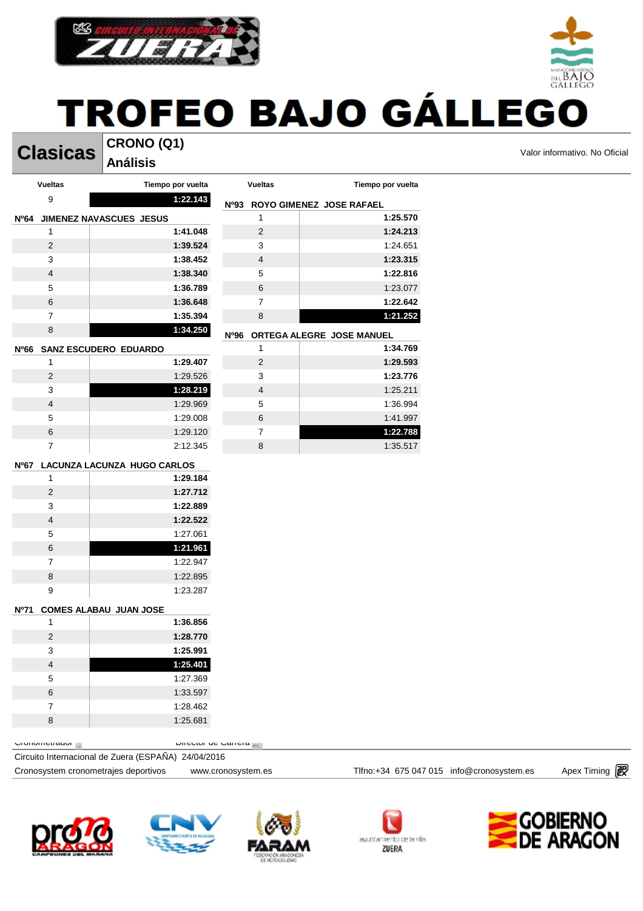# TROFEO BAJO GÁLLEGO

## Clasicas

**CRONO (Q1)**
**Análisis**

Valor informativo. No Oficial

| Vueltas | Tiempo por vuelta |
|---|---|
| 9 | **1:22.143** |

### Nº64 JIMENEZ NAVASCUES JESUS

| Vueltas | Tiempo por vuelta |
|---|---|
| 1 | **1:41.048** |
| 2 | **1:39.524** |
| 3 | **1:38.452** |
| 4 | **1:38.340** |
| 5 | **1:36.789** |
| 6 | **1:36.648** |
| 7 | **1:35.394** |
| 8 | **1:34.250** |

### Nº66 SANZ ESCUDERO EDUARDO

| Vueltas | Tiempo por vuelta |
|---|---|
| 1 | **1:29.407** |
| 2 | 1:29.526 |
| 3 | **1:28.219** |
| 4 | 1:29.969 |
| 5 | 1:29.008 |
| 6 | 1:29.120 |
| 7 | 2:12.345 |

### Nº67 LACUNZA LACUNZA HUGO CARLOS

| Vueltas | Tiempo por vuelta |
|---|---|
| 1 | **1:29.184** |
| 2 | **1:27.712** |
| 3 | **1:22.889** |
| 4 | **1:22.522** |
| 5 | 1:27.061 |
| 6 | **1:21.961** |
| 7 | 1:22.947 |
| 8 | 1:22.895 |
| 9 | 1:23.287 |

### Nº71 COMES ALABAU JUAN JOSE

| Vueltas | Tiempo por vuelta |
|---|---|
| 1 | **1:36.856** |
| 2 | **1:28.770** |
| 3 | **1:25.991** |
| 4 | **1:25.401** |
| 5 | 1:27.369 |
| 6 | 1:33.597 |
| 7 | 1:28.462 |
| 8 | 1:25.681 |

### Nº93 ROYO GIMENEZ JOSE RAFAEL

| Vueltas | Tiempo por vuelta |
|---|---|
| 1 | **1:25.570** |
| 2 | **1:24.213** |
| 3 | 1:24.651 |
| 4 | **1:23.315** |
| 5 | **1:22.816** |
| 6 | 1:23.077 |
| 7 | **1:22.642** |
| 8 | **1:21.252** |

### Nº96 ORTEGA ALEGRE JOSE MANUEL

| Vueltas | Tiempo por vuelta |
|---|---|
| 1 | **1:34.769** |
| 2 | **1:29.593** |
| 3 | **1:23.776** |
| 4 | 1:25.211 |
| 5 | 1:36.994 |
| 6 | 1:41.997 |
| 7 | **1:22.788** |
| 8 | 1:35.517 |

Cronometrador    Director de Carrera

Circuito Internacional de Zuera (ESPAÑA) 24/04/2016

Cronosystem cronometrajes deportivos    www.cronosystem.es    Tlfno:+34 675 047 015 info@cronosystem.es    Apex Timing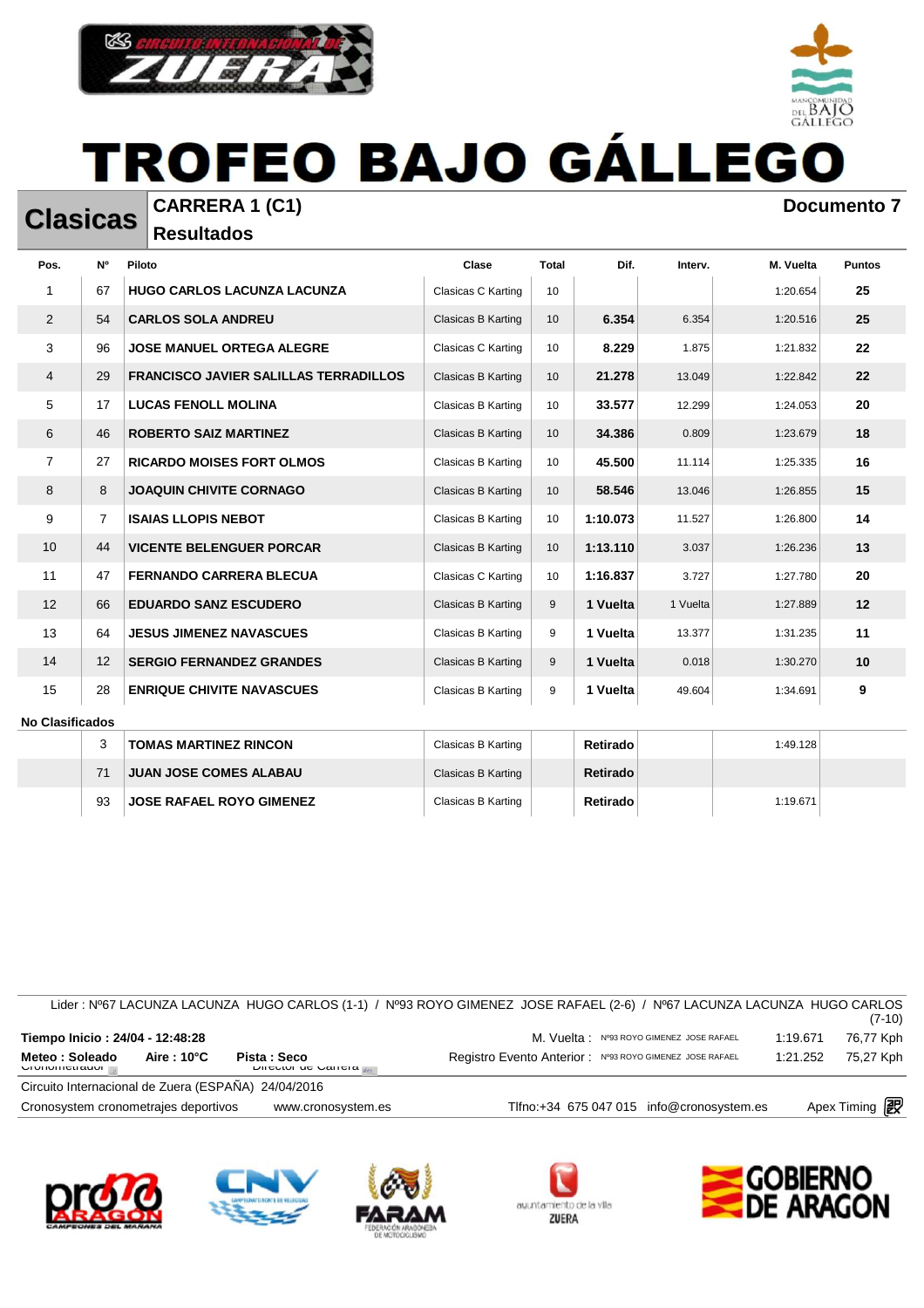# TROFEO BAJO GÁLLEGO

## Clasicas

**CARRERA 1 (C1)**
**Resultados**

**Documento 7**

| Pos. | Nº | Piloto | Clase | Total | Dif. | Interv. | M. Vuelta | Puntos |
|---|---|---|---|---|---|---|---|---|
| 1 | 67 | **HUGO CARLOS LACUNZA LACUNZA** | Clasicas C Karting | 10 | | | 1:20.654 | **25** |
| 2 | 54 | **CARLOS SOLA ANDREU** | Clasicas B Karting | 10 | **6.354** | 6.354 | 1:20.516 | **25** |
| 3 | 96 | **JOSE MANUEL ORTEGA ALEGRE** | Clasicas C Karting | 10 | **8.229** | 1.875 | 1:21.832 | **22** |
| 4 | 29 | **FRANCISCO JAVIER SALILLAS TERRADILLOS** | Clasicas B Karting | 10 | **21.278** | 13.049 | 1:22.842 | **22** |
| 5 | 17 | **LUCAS FENOLL MOLINA** | Clasicas B Karting | 10 | **33.577** | 12.299 | 1:24.053 | **20** |
| 6 | 46 | **ROBERTO SAIZ MARTINEZ** | Clasicas B Karting | 10 | **34.386** | 0.809 | 1:23.679 | **18** |
| 7 | 27 | **RICARDO MOISES FORT OLMOS** | Clasicas B Karting | 10 | **45.500** | 11.114 | 1:25.335 | **16** |
| 8 | 8 | **JOAQUIN CHIVITE CORNAGO** | Clasicas B Karting | 10 | **58.546** | 13.046 | 1:26.855 | **15** |
| 9 | 7 | **ISAIAS LLOPIS NEBOT** | Clasicas B Karting | 10 | **1:10.073** | 11.527 | 1:26.800 | **14** |
| 10 | 44 | **VICENTE BELENGUER PORCAR** | Clasicas B Karting | 10 | **1:13.110** | 3.037 | 1:26.236 | **13** |
| 11 | 47 | **FERNANDO CARRERA BLECUA** | Clasicas C Karting | 10 | **1:16.837** | 3.727 | 1:27.780 | **20** |
| 12 | 66 | **EDUARDO SANZ ESCUDERO** | Clasicas B Karting | 9 | **1 Vuelta** | 1 Vuelta | 1:27.889 | **12** |
| 13 | 64 | **JESUS JIMENEZ NAVASCUES** | Clasicas B Karting | 9 | **1 Vuelta** | 13.377 | 1:31.235 | **11** |
| 14 | 12 | **SERGIO FERNANDEZ GRANDES** | Clasicas B Karting | 9 | **1 Vuelta** | 0.018 | 1:30.270 | **10** |
| 15 | 28 | **ENRIQUE CHIVITE NAVASCUES** | Clasicas B Karting | 9 | **1 Vuelta** | 49.604 | 1:34.691 | **9** |

**No Clasificados**

| Pos. | Nº | Piloto | Clase | Total | Dif. | Interv. | M. Vuelta | Puntos |
|---|---|---|---|---|---|---|---|---|
| | 3 | **TOMAS MARTINEZ RINCON** | Clasicas B Karting | | **Retirado** | | 1:49.128 | |
| | 71 | **JUAN JOSE COMES ALABAU** | Clasicas B Karting | | **Retirado** | | | |
| | 93 | **JOSE RAFAEL ROYO GIMENEZ** | Clasicas B Karting | | **Retirado** | | 1:19.671 | |

Lider : Nº67 LACUNZA LACUNZA HUGO CARLOS (1-1) / Nº93 ROYO GIMENEZ JOSE RAFAEL (2-6) / Nº67 LACUNZA LACUNZA HUGO CARLOS (7-10)

**Tiempo Inicio : 24/04 - 12:48:28** — M. Vuelta : Nº93 ROYO GIMENEZ JOSE RAFAEL 1:19.671 76,77 Kph

**Meteo : Soleado** **Aire : 10°C** **Pista : Seco** — Registro Evento Anterior : Nº93 ROYO GIMENEZ JOSE RAFAEL 1:21.252 75,27 Kph

Cronometrador — Director de Carrera

Circuito Internacional de Zuera (ESPAÑA) 24/04/2016

Cronosystem cronometrajes deportivos www.cronosystem.es Tlfno:+34 675 047 015 info@cronosystem.es Apex Timing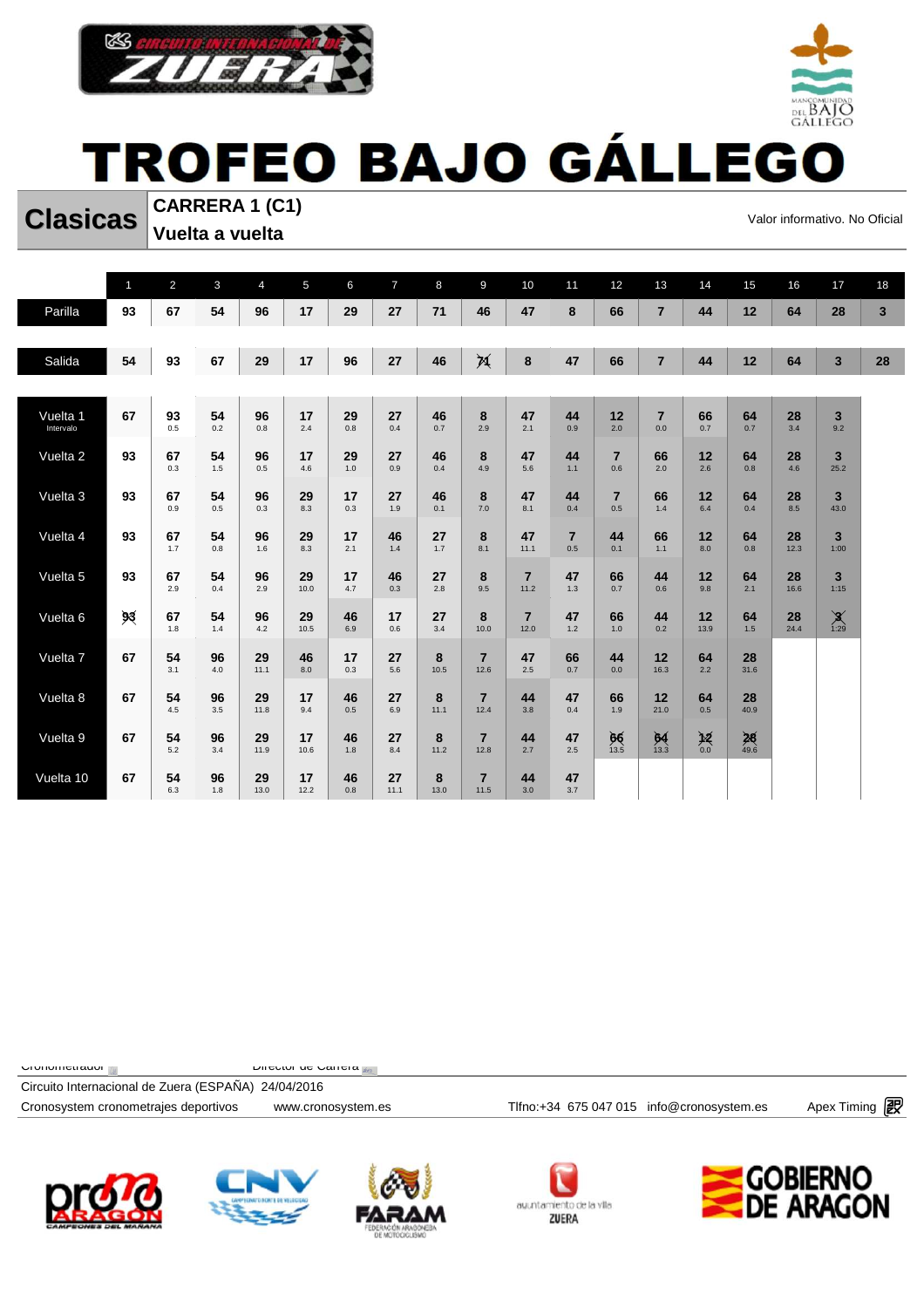# TROFEO BAJO GÁLLEGO

## Clasicas

**CARRERA 1 (C1)**
**Vuelta a vuelta**

Valor informativo. No Oficial

| | 1 | 2 | 3 | 4 | 5 | 6 | 7 | 8 | 9 | 10 | 11 | 12 | 13 | 14 | 15 | 16 | 17 | 18 |
|---|---|---|---|---|---|---|---|---|---|---|---|---|---|---|---|---|---|---|
| Parilla | 93 | 67 | 54 | 96 | 17 | 29 | 27 | 71 | 46 | 47 | 8 | 66 | 7 | 44 | 12 | 64 | 28 | 3 |
| Salida | 54 | 93 | 67 | 29 | 17 | 96 | 27 | 46 | 71 (X) | 8 | 47 | 66 | 7 | 44 | 12 | 64 | 3 | 28 |
| Vuelta 1 Intervalo | 67 | 93 0.5 | 54 0.2 | 96 0.8 | 17 2.4 | 29 0.8 | 27 0.4 | 46 0.7 | 8 2.9 | 47 2.1 | 44 0.9 | 12 2.0 | 7 0.0 | 66 0.7 | 64 0.7 | 28 3.4 | 3 9.2 | |
| Vuelta 2 | 93 | 67 0.3 | 54 1.5 | 96 0.5 | 17 4.6 | 29 1.0 | 27 0.9 | 46 0.4 | 8 4.9 | 47 5.6 | 44 1.1 | 7 0.6 | 66 2.0 | 12 2.6 | 64 0.8 | 28 4.6 | 3 25.2 | |
| Vuelta 3 | 93 | 67 0.9 | 54 0.5 | 96 0.3 | 29 8.3 | 17 0.3 | 27 1.9 | 46 0.1 | 8 7.0 | 47 8.1 | 44 0.4 | 7 0.5 | 66 1.4 | 12 6.4 | 64 0.4 | 28 8.5 | 3 43.0 | |
| Vuelta 4 | 93 | 67 1.7 | 54 0.8 | 96 1.6 | 29 8.3 | 17 2.1 | 46 1.4 | 27 1.7 | 8 8.1 | 47 11.1 | 7 0.5 | 44 0.1 | 66 1.1 | 12 8.0 | 64 0.8 | 28 12.3 | 3 1:00 | |
| Vuelta 5 | 93 | 67 2.9 | 54 0.4 | 96 2.9 | 29 10.0 | 17 4.7 | 46 0.3 | 27 2.8 | 8 9.5 | 7 11.2 | 47 1.3 | 66 0.7 | 44 0.6 | 12 9.8 | 64 2.1 | 28 16.6 | 3 1:15 | |
| Vuelta 6 | 93 (X) | 67 1.8 | 54 1.4 | 96 4.2 | 29 10.5 | 46 6.9 | 17 0.6 | 27 3.4 | 8 10.0 | 7 12.0 | 47 1.2 | 66 1.0 | 44 0.2 | 12 13.9 | 64 1.5 | 28 24.4 | 3 (X) 1:29 | |
| Vuelta 7 | 67 | 54 3.1 | 96 4.0 | 29 11.1 | 46 8.0 | 17 0.3 | 27 5.6 | 8 10.5 | 7 12.6 | 47 2.5 | 66 0.7 | 44 0.0 | 12 16.3 | 64 2.2 | 28 31.6 | | | |
| Vuelta 8 | 67 | 54 4.5 | 96 3.5 | 29 11.8 | 17 9.4 | 46 0.5 | 27 6.9 | 8 11.1 | 7 12.4 | 44 3.8 | 47 0.4 | 66 1.9 | 12 21.0 | 64 0.5 | 28 40.9 | | | |
| Vuelta 9 | 67 | 54 5.2 | 96 3.4 | 29 11.9 | 17 10.6 | 46 1.8 | 27 8.4 | 8 11.2 | 7 12.8 | 44 2.7 | 47 2.5 | 66 (X) 13.5 | 64 (X) 13.3 | 12 (X) 0.0 | 28 (X) 49.6 | | | |
| Vuelta 10 | 67 | 54 6.3 | 96 1.8 | 29 13.0 | 17 12.2 | 46 0.8 | 27 11.1 | 8 13.0 | 7 11.5 | 44 3.0 | 47 3.7 | | | | | | | |

Cronometrador | Director de Carrera

Circuito Internacional de Zuera (ESPAÑA) 24/04/2016

Cronosystem cronometrajes deportivos www.cronosystem.es Tlfno:+34 675 047 015 info@cronosystem.es Apex Timing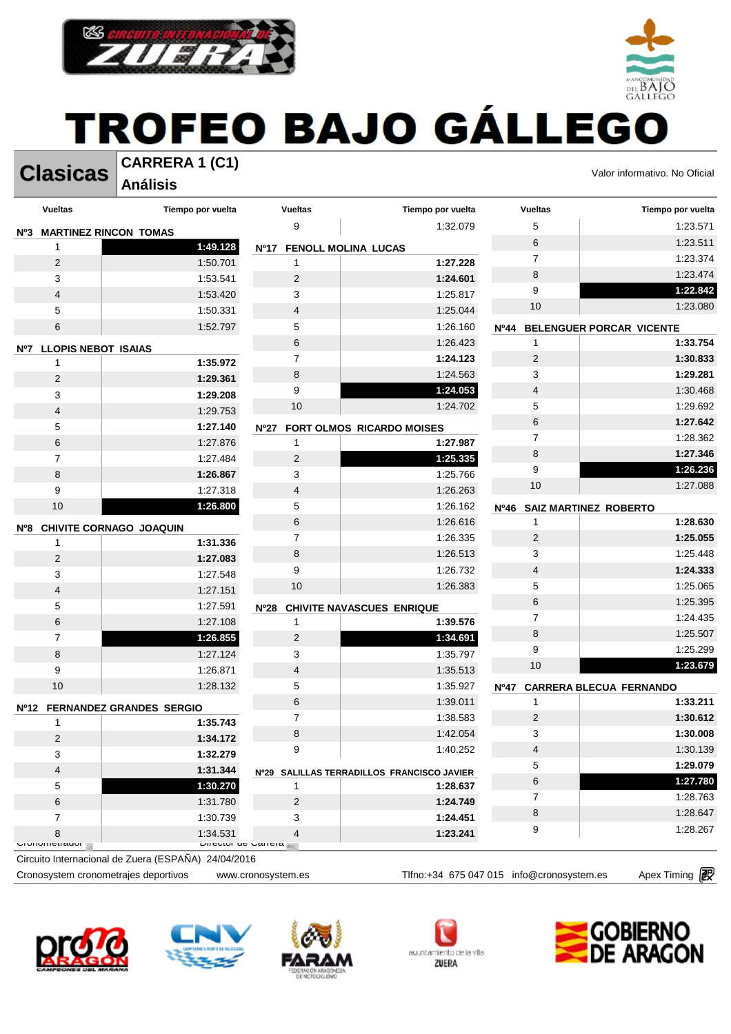# TROFEO BAJO GÁLLEGO

**Clasicas** | **CARRERA 1 (C1)** **Análisis**

Valor informativo. No Oficial

### Nº3 MARTINEZ RINCON TOMAS

| Vueltas | Tiempo por vuelta |
|---|---|
| 1 | **1:49.128** |
| 2 | 1:50.701 |
| 3 | 1:53.541 |
| 4 | 1:53.420 |
| 5 | 1:50.331 |
| 6 | 1:52.797 |

### Nº7 LLOPIS NEBOT ISAIAS

| Vueltas | Tiempo por vuelta |
|---|---|
| 1 | **1:35.972** |
| 2 | **1:29.361** |
| 3 | **1:29.208** |
| 4 | 1:29.753 |
| 5 | **1:27.140** |
| 6 | 1:27.876 |
| 7 | 1:27.484 |
| 8 | **1:26.867** |
| 9 | 1:27.318 |
| 10 | **1:26.800** |

### Nº8 CHIVITE CORNAGO JOAQUIN

| Vueltas | Tiempo por vuelta |
|---|---|
| 1 | **1:31.336** |
| 2 | **1:27.083** |
| 3 | 1:27.548 |
| 4 | 1:27.151 |
| 5 | 1:27.591 |
| 6 | 1:27.108 |
| 7 | **1:26.855** |
| 8 | 1:27.124 |
| 9 | 1:26.871 |
| 10 | 1:28.132 |

### Nº12 FERNANDEZ GRANDES SERGIO

| Vueltas | Tiempo por vuelta |
|---|---|
| 1 | **1:35.743** |
| 2 | **1:34.172** |
| 3 | **1:32.279** |
| 4 | **1:31.344** |
| 5 | **1:30.270** |
| 6 | 1:31.780 |
| 7 | 1:30.739 |
| 8 | 1:34.531 |
| 9 | 1:32.079 |

### Nº17 FENOLL MOLINA LUCAS

| Vueltas | Tiempo por vuelta |
|---|---|
| 1 | **1:27.228** |
| 2 | **1:24.601** |
| 3 | 1:25.817 |
| 4 | 1:25.044 |
| 5 | 1:26.160 |
| 6 | 1:26.423 |
| 7 | **1:24.123** |
| 8 | 1:24.563 |
| 9 | **1:24.053** |
| 10 | 1:24.702 |

### Nº27 FORT OLMOS RICARDO MOISES

| Vueltas | Tiempo por vuelta |
|---|---|
| 1 | **1:27.987** |
| 2 | **1:25.335** |
| 3 | 1:25.766 |
| 4 | 1:26.263 |
| 5 | 1:26.162 |
| 6 | 1:26.616 |
| 7 | 1:26.335 |
| 8 | 1:26.513 |
| 9 | 1:26.732 |
| 10 | 1:26.383 |

### Nº28 CHIVITE NAVASCUES ENRIQUE

| Vueltas | Tiempo por vuelta |
|---|---|
| 1 | **1:39.576** |
| 2 | **1:34.691** |
| 3 | 1:35.797 |
| 4 | 1:35.513 |
| 5 | 1:35.927 |
| 6 | 1:39.011 |
| 7 | 1:38.583 |
| 8 | 1:42.054 |
| 9 | 1:40.252 |

### Nº29 SALILLAS TERRADILLOS FRANCISCO JAVIER

| Vueltas | Tiempo por vuelta |
|---|---|
| 1 | **1:28.637** |
| 2 | **1:24.749** |
| 3 | **1:24.451** |
| 4 | **1:23.241** |
| 5 | 1:23.571 |
| 6 | 1:23.511 |
| 7 | 1:23.374 |
| 8 | 1:23.474 |
| 9 | **1:22.842** |
| 10 | 1:23.080 |

### Nº44 BELENGUER PORCAR VICENTE

| Vueltas | Tiempo por vuelta |
|---|---|
| 1 | **1:33.754** |
| 2 | **1:30.833** |
| 3 | **1:29.281** |
| 4 | 1:30.468 |
| 5 | 1:29.692 |
| 6 | **1:27.642** |
| 7 | 1:28.362 |
| 8 | **1:27.346** |
| 9 | **1:26.236** |
| 10 | 1:27.088 |

### Nº46 SAIZ MARTINEZ ROBERTO

| Vueltas | Tiempo por vuelta |
|---|---|
| 1 | **1:28.630** |
| 2 | **1:25.055** |
| 3 | 1:25.448 |
| 4 | **1:24.333** |
| 5 | 1:25.065 |
| 6 | 1:25.395 |
| 7 | 1:24.435 |
| 8 | 1:25.507 |
| 9 | 1:25.299 |
| 10 | **1:23.679** |

### Nº47 CARRERA BLECUA FERNANDO

| Vueltas | Tiempo por vuelta |
|---|---|
| 1 | **1:33.211** |
| 2 | **1:30.612** |
| 3 | **1:30.008** |
| 4 | 1:30.139 |
| 5 | **1:29.079** |
| 6 | **1:27.780** |
| 7 | 1:28.763 |
| 8 | 1:28.647 |
| 9 | 1:28.267 |

Cronometrador | Director de Carrera

Circuito Internacional de Zuera (ESPAÑA) 24/04/2016

Cronosystem cronometrajes deportivos www.cronosystem.es Tlfno:+34 675 047 015 info@cronosystem.es Apex Timing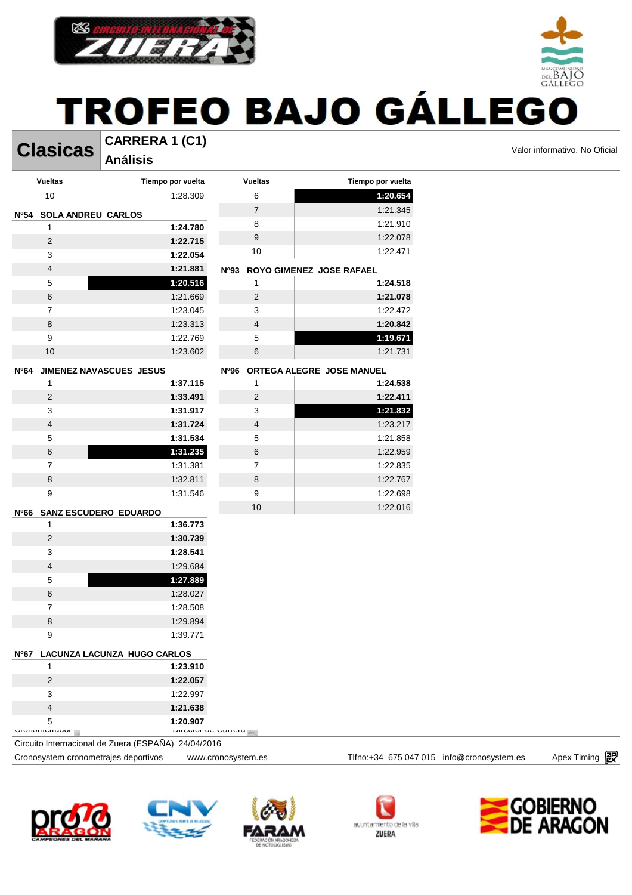# TROFEO BAJO GÁLLEGO

## Clasicas

**CARRERA 1 (C1)**
**Análisis**

Valor informativo. No Oficial

| Vueltas | Tiempo por vuelta |
|---|---|
| 10 | 1:28.309 |

**Nº54 SOLA ANDREU CARLOS**

| Vueltas | Tiempo por vuelta |
|---|---|
| 1 | **1:24.780** |
| 2 | **1:22.715** |
| 3 | **1:22.054** |
| 4 | **1:21.881** |
| 5 | **1:20.516** |
| 6 | 1:21.669 |
| 7 | 1:23.045 |
| 8 | 1:23.313 |
| 9 | 1:22.769 |
| 10 | 1:23.602 |

**Nº64 JIMENEZ NAVASCUES JESUS**

| Vueltas | Tiempo por vuelta |
|---|---|
| 1 | **1:37.115** |
| 2 | **1:33.491** |
| 3 | **1:31.917** |
| 4 | **1:31.724** |
| 5 | **1:31.534** |
| 6 | **1:31.235** |
| 7 | 1:31.381 |
| 8 | 1:32.811 |
| 9 | 1:31.546 |

**Nº66 SANZ ESCUDERO EDUARDO**

| Vueltas | Tiempo por vuelta |
|---|---|
| 1 | **1:36.773** |
| 2 | **1:30.739** |
| 3 | **1:28.541** |
| 4 | 1:29.684 |
| 5 | **1:27.889** |
| 6 | 1:28.027 |
| 7 | 1:28.508 |
| 8 | 1:29.894 |
| 9 | 1:39.771 |

**Nº67 LACUNZA LACUNZA HUGO CARLOS**

| Vueltas | Tiempo por vuelta |
|---|---|
| 1 | **1:23.910** |
| 2 | **1:22.057** |
| 3 | 1:22.997 |
| 4 | **1:21.638** |
| 5 | **1:20.907** |

| Vueltas | Tiempo por vuelta |
|---|---|
| 6 | **1:20.654** |
| 7 | 1:21.345 |
| 8 | 1:21.910 |
| 9 | 1:22.078 |
| 10 | 1:22.471 |

**Nº93 ROYO GIMENEZ JOSE RAFAEL**

| Vueltas | Tiempo por vuelta |
|---|---|
| 1 | **1:24.518** |
| 2 | **1:21.078** |
| 3 | 1:22.472 |
| 4 | **1:20.842** |
| 5 | **1:19.671** |
| 6 | 1:21.731 |

**Nº96 ORTEGA ALEGRE JOSE MANUEL**

| Vueltas | Tiempo por vuelta |
|---|---|
| 1 | **1:24.538** |
| 2 | **1:22.411** |
| 3 | **1:21.832** |
| 4 | 1:23.217 |
| 5 | 1:21.858 |
| 6 | 1:22.959 |
| 7 | 1:22.835 |
| 8 | 1:22.767 |
| 9 | 1:22.698 |
| 10 | 1:22.016 |

Cronometrador    Director de Carrera

Circuito Internacional de Zuera (ESPAÑA) 24/04/2016

Cronosystem cronometrajes deportivos    www.cronosystem.es    Tlfno:+34 675 047 015 info@cronosystem.es    Apex Timing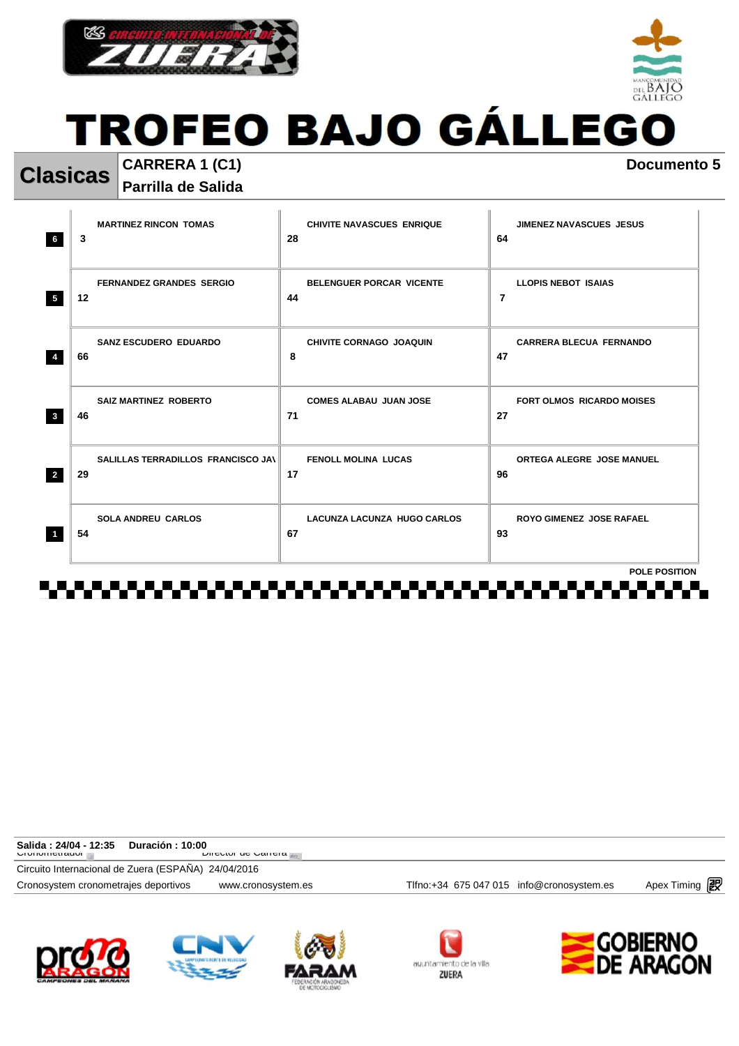# TROFEO BAJO GÁLLEGO

**Clasicas** | **CARRERA 1 (C1)** | **Documento 5**

**Parrilla de Salida**

| Fila | | | |
|---|---|---|---|
| 6 | 3 MARTINEZ RINCON TOMAS | 28 CHIVITE NAVASCUES ENRIQUE | 64 JIMENEZ NAVASCUES JESUS |
| 5 | 12 FERNANDEZ GRANDES SERGIO | 44 BELENGUER PORCAR VICENTE | 7 LLOPIS NEBOT ISAIAS |
| 4 | 66 SANZ ESCUDERO EDUARDO | 8 CHIVITE CORNAGO JOAQUIN | 47 CARRERA BLECUA FERNANDO |
| 3 | 46 SAIZ MARTINEZ ROBERTO | 71 COMES ALABAU JUAN JOSE | 27 FORT OLMOS RICARDO MOISES |
| 2 | 29 SALILLAS TERRADILLOS FRANCISCO JA\ | 17 FENOLL MOLINA LUCAS | 96 ORTEGA ALEGRE JOSE MANUEL |
| 1 | 54 SOLA ANDREU CARLOS | 67 LACUNZA LACUNZA HUGO CARLOS | 93 ROYO GIMENEZ JOSE RAFAEL |

POLE POSITION

**Salida : 24/04 - 12:35** **Duración : 10:00**

Cronometrador Director de Carrera

Circuito Internacional de Zuera (ESPAÑA) 24/04/2016

Cronosystem cronometrajes deportivos www.cronosystem.es Tlfno:+34 675 047 015 info@cronosystem.es Apex Timing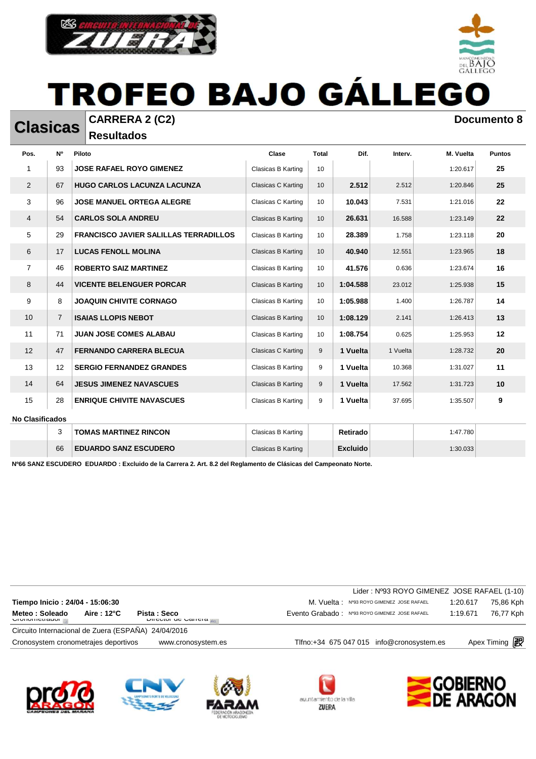# TROFEO BAJO GÁLLEGO

## Clasicas

**CARRERA 2 (C2)**
**Resultados**

**Documento 8**

| Pos. | Nº | Piloto | Clase | Total | Dif. | Interv. | M. Vuelta | Puntos |
|---|---|---|---|---|---|---|---|---|
| 1 | 93 | **JOSE RAFAEL ROYO GIMENEZ** | Clasicas B Karting | 10 | | | 1:20.617 | **25** |
| 2 | 67 | **HUGO CARLOS LACUNZA LACUNZA** | Clasicas C Karting | 10 | **2.512** | 2.512 | 1:20.846 | **25** |
| 3 | 96 | **JOSE MANUEL ORTEGA ALEGRE** | Clasicas C Karting | 10 | **10.043** | 7.531 | 1:21.016 | **22** |
| 4 | 54 | **CARLOS SOLA ANDREU** | Clasicas B Karting | 10 | **26.631** | 16.588 | 1:23.149 | **22** |
| 5 | 29 | **FRANCISCO JAVIER SALILLAS TERRADILLOS** | Clasicas B Karting | 10 | **28.389** | 1.758 | 1:23.118 | **20** |
| 6 | 17 | **LUCAS FENOLL MOLINA** | Clasicas B Karting | 10 | **40.940** | 12.551 | 1:23.965 | **18** |
| 7 | 46 | **ROBERTO SAIZ MARTINEZ** | Clasicas B Karting | 10 | **41.576** | 0.636 | 1:23.674 | **16** |
| 8 | 44 | **VICENTE BELENGUER PORCAR** | Clasicas B Karting | 10 | **1:04.588** | 23.012 | 1:25.938 | **15** |
| 9 | 8 | **JOAQUIN CHIVITE CORNAGO** | Clasicas B Karting | 10 | **1:05.988** | 1.400 | 1:26.787 | **14** |
| 10 | 7 | **ISAIAS LLOPIS NEBOT** | Clasicas B Karting | 10 | **1:08.129** | 2.141 | 1:26.413 | **13** |
| 11 | 71 | **JUAN JOSE COMES ALABAU** | Clasicas B Karting | 10 | **1:08.754** | 0.625 | 1:25.953 | **12** |
| 12 | 47 | **FERNANDO CARRERA BLECUA** | Clasicas C Karting | 9 | **1 Vuelta** | 1 Vuelta | 1:28.732 | **20** |
| 13 | 12 | **SERGIO FERNANDEZ GRANDES** | Clasicas B Karting | 9 | **1 Vuelta** | 10.368 | 1:31.027 | **11** |
| 14 | 64 | **JESUS JIMENEZ NAVASCUES** | Clasicas B Karting | 9 | **1 Vuelta** | 17.562 | 1:31.723 | **10** |
| 15 | 28 | **ENRIQUE CHIVITE NAVASCUES** | Clasicas B Karting | 9 | **1 Vuelta** | 37.695 | 1:35.507 | **9** |

**No Clasificados**

| Pos. | Nº | Piloto | Clase | Total | Dif. | Interv. | M. Vuelta | Puntos |
|---|---|---|---|---|---|---|---|---|
| | 3 | **TOMAS MARTINEZ RINCON** | Clasicas B Karting | | **Retirado** | | 1:47.780 | |
| | 66 | **EDUARDO SANZ ESCUDERO** | Clasicas B Karting | | **Excluido** | | 1:30.033 | |

**Nº66 SANZ ESCUDERO EDUARDO : Excluido de la Carrera 2. Art. 8.2 del Reglamento de Clásicas del Campeonato Norte.**

Lider : Nº93 ROYO GIMENEZ JOSE RAFAEL (1-10)

**Tiempo Inicio : 24/04 - 15:06:30**

**Meteo : Soleado** **Aire : 12°C** **Pista : Seco**

Cronometrador Director de Carrera

M. Vuelta : Nº93 ROYO GIMENEZ JOSE RAFAEL 1:20.617 75,86 Kph

Evento Grabado : Nº93 ROYO GIMENEZ JOSE RAFAEL 1:19.671 76,77 Kph

Circuito Internacional de Zuera (ESPAÑA) 24/04/2016

Cronosystem cronometrajes deportivos www.cronosystem.es Tlfno:+34 675 047 015 info@cronosystem.es Apex Timing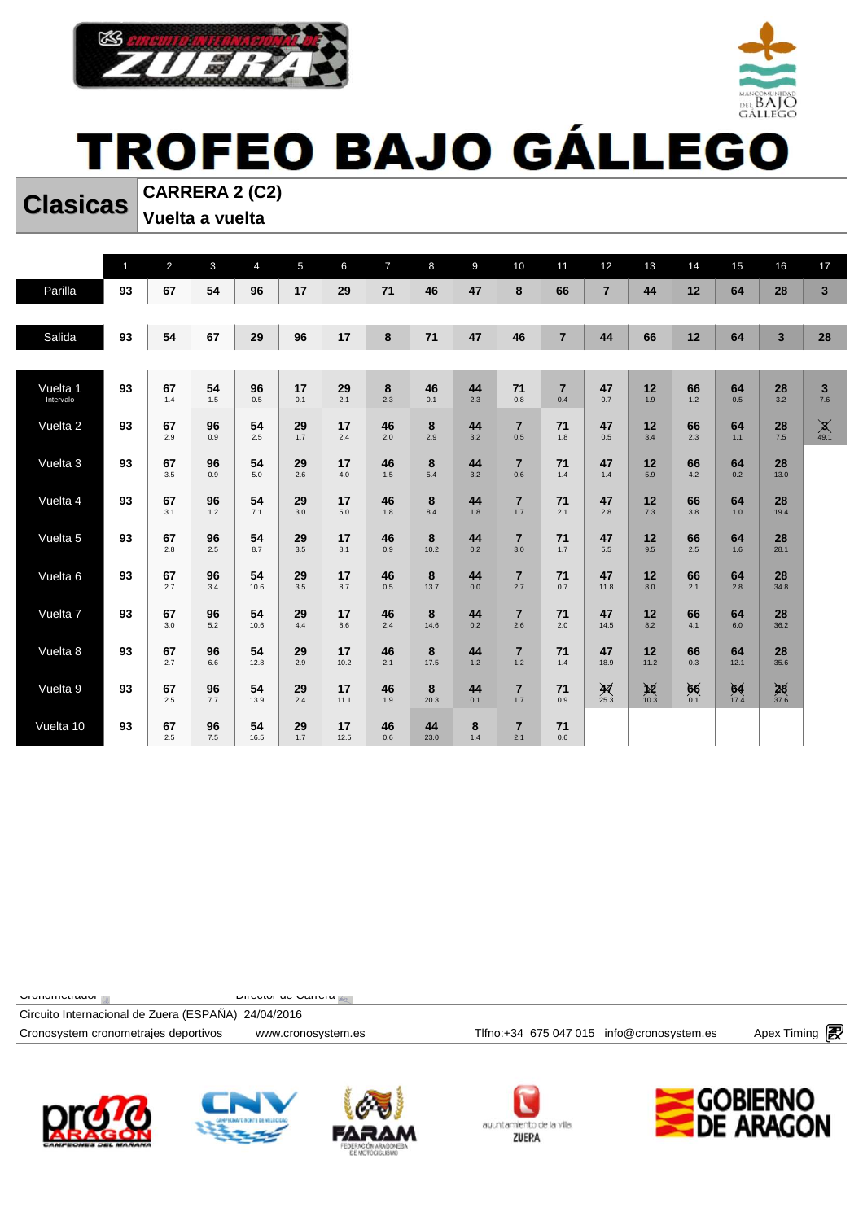# TROFEO BAJO GÁLLEGO

## Clasicas

**CARRERA 2 (C2)**
**Vuelta a vuelta**

| | 1 | 2 | 3 | 4 | 5 | 6 | 7 | 8 | 9 | 10 | 11 | 12 | 13 | 14 | 15 | 16 | 17 |
|---|---|---|---|---|---|---|---|---|---|---|---|---|---|---|---|---|---|
| Parilla | 93 | 67 | 54 | 96 | 17 | 29 | 71 | 46 | 47 | 8 | 66 | 7 | 44 | 12 | 64 | 28 | 3 |
| Salida | 93 | 54 | 67 | 29 | 96 | 17 | 8 | 71 | 47 | 46 | 7 | 44 | 66 | 12 | 64 | 3 | 28 |
| Vuelta 1 Intervalo | 93 | 67 1.4 | 54 1.5 | 96 0.5 | 17 0.1 | 29 2.1 | 8 2.3 | 46 0.1 | 44 2.3 | 71 0.8 | 7 0.4 | 47 0.7 | 12 1.9 | 66 1.2 | 64 0.5 | 28 3.2 | 3 7.6 |
| Vuelta 2 | 93 | 67 2.9 | 96 0.9 | 54 2.5 | 29 1.7 | 17 2.4 | 46 2.0 | 8 2.9 | 44 3.2 | 7 0.5 | 71 1.8 | 47 0.5 | 12 3.4 | 66 2.3 | 64 1.1 | 28 7.5 | ~~3~~ 49.1 |
| Vuelta 3 | 93 | 67 3.5 | 96 0.9 | 54 5.0 | 29 2.6 | 17 4.0 | 46 1.5 | 8 5.4 | 44 3.2 | 7 0.6 | 71 1.4 | 47 1.4 | 12 5.9 | 66 4.2 | 64 0.2 | 28 13.0 | |
| Vuelta 4 | 93 | 67 3.1 | 96 1.2 | 54 7.1 | 29 3.0 | 17 5.0 | 46 1.8 | 8 8.4 | 44 1.8 | 7 1.7 | 71 2.1 | 47 2.8 | 12 7.3 | 66 3.8 | 64 1.0 | 28 19.4 | |
| Vuelta 5 | 93 | 67 2.8 | 96 2.5 | 54 8.7 | 29 3.5 | 17 8.1 | 46 0.9 | 8 10.2 | 44 0.2 | 7 3.0 | 71 1.7 | 47 5.5 | 12 9.5 | 66 2.5 | 64 1.6 | 28 28.1 | |
| Vuelta 6 | 93 | 67 2.7 | 96 3.4 | 54 10.6 | 29 3.5 | 17 8.7 | 46 0.5 | 8 13.7 | 44 0.0 | 7 2.7 | 71 0.7 | 47 11.8 | 12 8.0 | 66 2.1 | 64 2.8 | 28 34.8 | |
| Vuelta 7 | 93 | 67 3.0 | 96 5.2 | 54 10.6 | 29 4.4 | 17 8.6 | 46 2.4 | 8 14.6 | 44 0.2 | 7 2.6 | 71 2.0 | 47 14.5 | 12 8.2 | 66 4.1 | 64 6.0 | 28 36.2 | |
| Vuelta 8 | 93 | 67 2.7 | 96 6.6 | 54 12.8 | 29 2.9 | 17 10.2 | 46 2.1 | 8 17.5 | 44 1.2 | 7 1.2 | 71 1.4 | 47 18.9 | 12 11.2 | 66 0.3 | 64 12.1 | 28 35.6 | |
| Vuelta 9 | 93 | 67 2.5 | 96 7.7 | 54 13.9 | 29 2.4 | 17 11.1 | 46 1.9 | 8 20.3 | 44 0.1 | 7 1.7 | 71 0.9 | ~~47~~ 25.3 | ~~12~~ 10.3 | ~~66~~ 0.1 | ~~64~~ 17.4 | ~~28~~ 37.6 | |
| Vuelta 10 | 93 | 67 2.5 | 96 7.5 | 54 16.5 | 29 1.7 | 17 12.5 | 46 0.6 | 44 23.0 | 8 1.4 | 7 2.1 | 71 0.6 | | | | | | |

Cronometrador Director de Carrera

Circuito Internacional de Zuera (ESPAÑA) 24/04/2016

Cronosystem cronometrajes deportivos www.cronosystem.es Tlfno:+34 675 047 015 info@cronosystem.es Apex Timing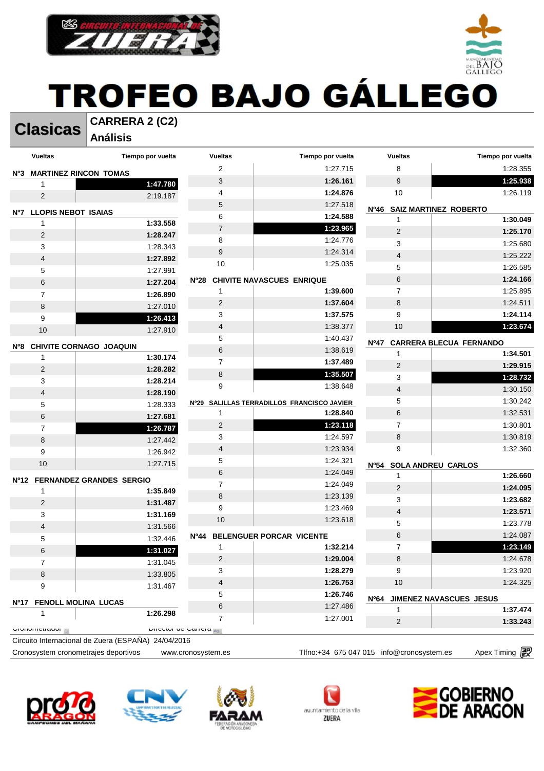# TROFEO BAJO GÁLLEGO

## Clasicas

**CARRERA 2 (C2)**
**Análisis**

### Nº3 MARTINEZ RINCON TOMAS

| Vueltas | Tiempo por vuelta |
|---|---|
| 1 | **1:47.780** |
| 2 | 2:19.187 |

### Nº7 LLOPIS NEBOT ISAIAS

| Vueltas | Tiempo por vuelta |
|---|---|
| 1 | **1:33.558** |
| 2 | **1:28.247** |
| 3 | 1:28.343 |
| 4 | **1:27.892** |
| 5 | 1:27.991 |
| 6 | **1:27.204** |
| 7 | **1:26.890** |
| 8 | 1:27.010 |
| 9 | **1:26.413** |
| 10 | 1:27.910 |

### Nº8 CHIVITE CORNAGO JOAQUIN

| Vueltas | Tiempo por vuelta |
|---|---|
| 1 | **1:30.174** |
| 2 | **1:28.282** |
| 3 | **1:28.214** |
| 4 | **1:28.190** |
| 5 | 1:28.333 |
| 6 | **1:27.681** |
| 7 | **1:26.787** |
| 8 | 1:27.442 |
| 9 | 1:26.942 |
| 10 | 1:27.715 |

### Nº12 FERNANDEZ GRANDES SERGIO

| Vueltas | Tiempo por vuelta |
|---|---|
| 1 | **1:35.849** |
| 2 | **1:31.487** |
| 3 | **1:31.169** |
| 4 | 1:31.566 |
| 5 | 1:32.446 |
| 6 | **1:31.027** |
| 7 | 1:31.045 |
| 8 | 1:33.805 |
| 9 | 1:31.467 |

### Nº17 FENOLL MOLINA LUCAS

| Vueltas | Tiempo por vuelta |
|---|---|
| 1 | **1:26.298** |
| 2 | 1:27.715 |
| 3 | **1:26.161** |
| 4 | **1:24.876** |
| 5 | 1:27.518 |
| 6 | **1:24.588** |
| 7 | **1:23.965** |
| 8 | 1:24.776 |
| 9 | 1:24.314 |
| 10 | 1:25.035 |

### Nº28 CHIVITE NAVASCUES ENRIQUE

| Vueltas | Tiempo por vuelta |
|---|---|
| 1 | **1:39.600** |
| 2 | **1:37.604** |
| 3 | **1:37.575** |
| 4 | 1:38.377 |
| 5 | 1:40.437 |
| 6 | 1:38.619 |
| 7 | **1:37.489** |
| 8 | **1:35.507** |
| 9 | 1:38.648 |

### Nº29 SALILLAS TERRADILLOS FRANCISCO JAVIER

| Vueltas | Tiempo por vuelta |
|---|---|
| 1 | **1:28.840** |
| 2 | **1:23.118** |
| 3 | 1:24.597 |
| 4 | 1:23.934 |
| 5 | 1:24.321 |
| 6 | 1:24.049 |
| 7 | 1:24.049 |
| 8 | 1:23.139 |
| 9 | 1:23.469 |
| 10 | 1:23.618 |

### Nº44 BELENGUER PORCAR VICENTE

| Vueltas | Tiempo por vuelta |
|---|---|
| 1 | **1:32.214** |
| 2 | **1:29.004** |
| 3 | **1:28.279** |
| 4 | **1:26.753** |
| 5 | **1:26.746** |
| 6 | 1:27.486 |
| 7 | 1:27.001 |
| 8 | 1:28.355 |
| 9 | **1:25.938** |
| 10 | 1:26.119 |

### Nº46 SAIZ MARTINEZ ROBERTO

| Vueltas | Tiempo por vuelta |
|---|---|
| 1 | **1:30.049** |
| 2 | **1:25.170** |
| 3 | 1:25.680 |
| 4 | 1:25.222 |
| 5 | 1:26.585 |
| 6 | **1:24.166** |
| 7 | 1:25.895 |
| 8 | 1:24.511 |
| 9 | **1:24.114** |
| 10 | **1:23.674** |

### Nº47 CARRERA BLECUA FERNANDO

| Vueltas | Tiempo por vuelta |
|---|---|
| 1 | **1:34.501** |
| 2 | **1:29.915** |
| 3 | **1:28.732** |
| 4 | 1:30.150 |
| 5 | 1:30.242 |
| 6 | 1:32.531 |
| 7 | 1:30.801 |
| 8 | 1:30.819 |
| 9 | 1:32.360 |

### Nº54 SOLA ANDREU CARLOS

| Vueltas | Tiempo por vuelta |
|---|---|
| 1 | **1:26.660** |
| 2 | **1:24.095** |
| 3 | **1:23.682** |
| 4 | **1:23.571** |
| 5 | 1:23.778 |
| 6 | 1:24.087 |
| 7 | **1:23.149** |
| 8 | 1:24.678 |
| 9 | 1:23.920 |
| 10 | 1:24.325 |

### Nº64 JIMENEZ NAVASCUES JESUS

| Vueltas | Tiempo por vuelta |
|---|---|
| 1 | **1:37.474** |
| 2 | **1:33.243** |

Cronometrador — Director de Carrera

Circuito Internacional de Zuera (ESPAÑA) 24/04/2016

Cronosystem cronometrajes deportivos www.cronosystem.es Tlfno:+34 675 047 015 info@cronosystem.es Apex Timing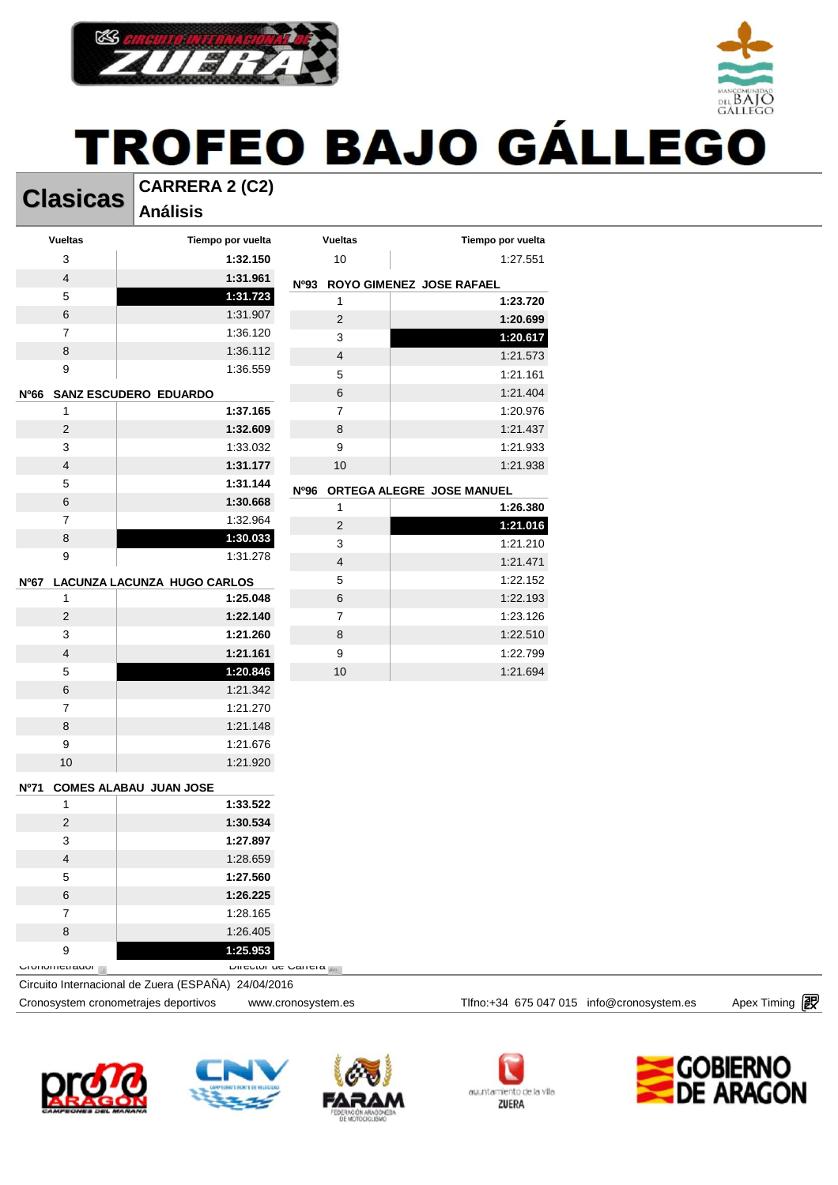# TROFEO BAJO GÁLLEGO

## Clasicas

**CARRERA 2 (C2)**
**Análisis**

| Vueltas | Tiempo por vuelta |
|---|---|
| 3 | **1:32.150** |
| 4 | **1:31.961** |
| 5 | **1:31.723** |
| 6 | 1:31.907 |
| 7 | 1:36.120 |
| 8 | 1:36.112 |
| 9 | 1:36.559 |

**Nº66 SANZ ESCUDERO EDUARDO**

| Vueltas | Tiempo por vuelta |
|---|---|
| 1 | **1:37.165** |
| 2 | **1:32.609** |
| 3 | 1:33.032 |
| 4 | **1:31.177** |
| 5 | **1:31.144** |
| 6 | **1:30.668** |
| 7 | 1:32.964 |
| 8 | **1:30.033** |
| 9 | 1:31.278 |

**Nº67 LACUNZA LACUNZA HUGO CARLOS**

| Vueltas | Tiempo por vuelta |
|---|---|
| 1 | **1:25.048** |
| 2 | **1:22.140** |
| 3 | **1:21.260** |
| 4 | **1:21.161** |
| 5 | **1:20.846** |
| 6 | 1:21.342 |
| 7 | 1:21.270 |
| 8 | 1:21.148 |
| 9 | 1:21.676 |
| 10 | 1:21.920 |

**Nº71 COMES ALABAU JUAN JOSE**

| Vueltas | Tiempo por vuelta |
|---|---|
| 1 | **1:33.522** |
| 2 | **1:30.534** |
| 3 | **1:27.897** |
| 4 | 1:28.659 |
| 5 | **1:27.560** |
| 6 | **1:26.225** |
| 7 | 1:28.165 |
| 8 | 1:26.405 |
| 9 | **1:25.953** |

| Vueltas | Tiempo por vuelta |
|---|---|
| 10 | 1:27.551 |

**Nº93 ROYO GIMENEZ JOSE RAFAEL**

| Vueltas | Tiempo por vuelta |
|---|---|
| 1 | **1:23.720** |
| 2 | **1:20.699** |
| 3 | **1:20.617** |
| 4 | 1:21.573 |
| 5 | 1:21.161 |
| 6 | 1:21.404 |
| 7 | 1:20.976 |
| 8 | 1:21.437 |
| 9 | 1:21.933 |
| 10 | 1:21.938 |

**Nº96 ORTEGA ALEGRE JOSE MANUEL**

| Vueltas | Tiempo por vuelta |
|---|---|
| 1 | **1:26.380** |
| 2 | **1:21.016** |
| 3 | 1:21.210 |
| 4 | 1:21.471 |
| 5 | 1:22.152 |
| 6 | 1:22.193 |
| 7 | 1:23.126 |
| 8 | 1:22.510 |
| 9 | 1:22.799 |
| 10 | 1:21.694 |

Cronometrador    Director de Carrera

Circuito Internacional de Zuera (ESPAÑA) 24/04/2016

Cronosystem cronometrajes deportivos    www.cronosystem.es    Tlfno:+34 675 047 015 info@cronosystem.es    Apex Timing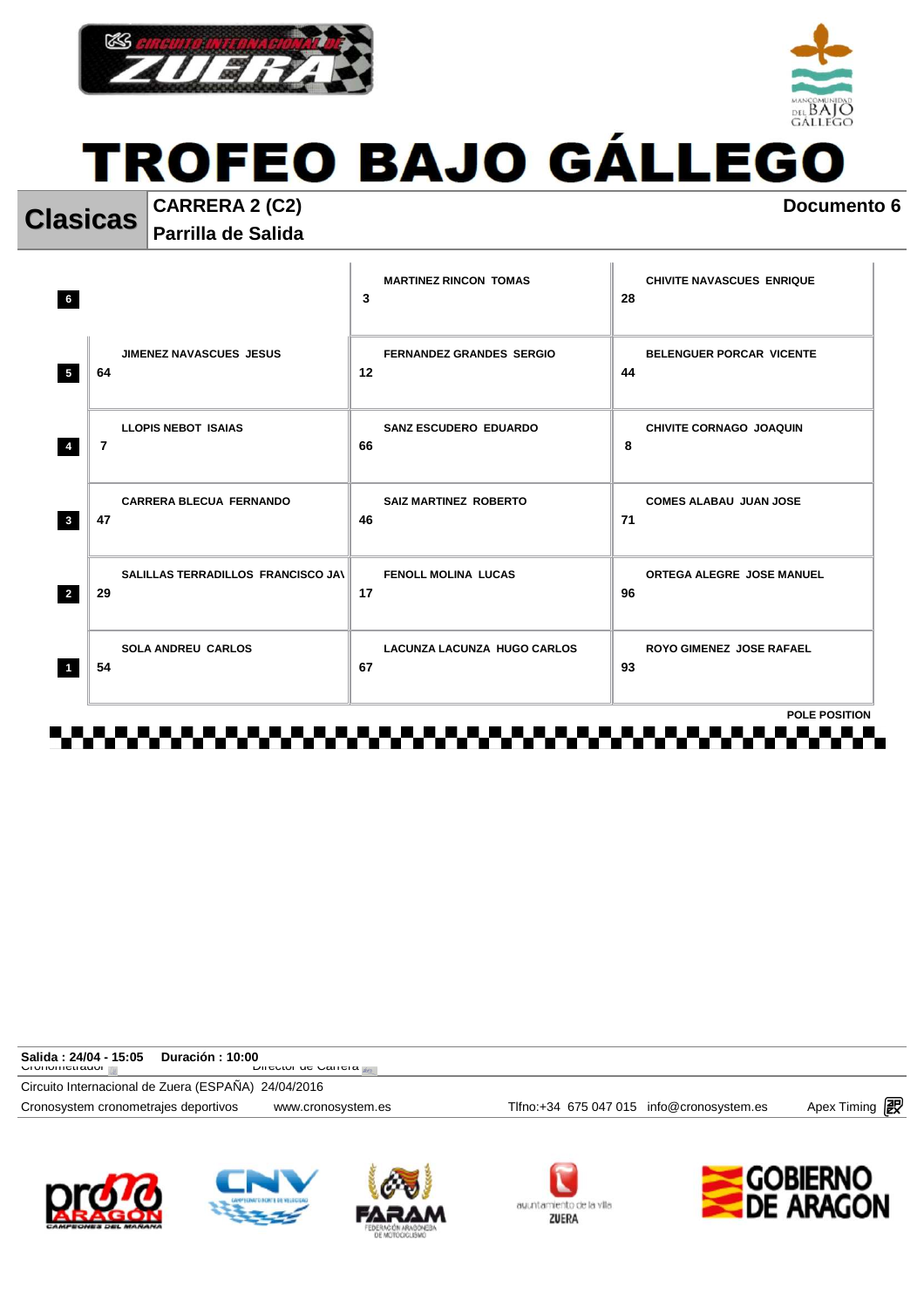# TROFEO BAJO GÁLLEGO

**Clasicas** | **CARRERA 2 (C2)** | **Documento 6**

**Parrilla de Salida**

| Fila | | | |
|---|---|---|---|
| 6 | | 3 MARTINEZ RINCON TOMAS | 28 CHIVITE NAVASCUES ENRIQUE |
| 5 | 64 JIMENEZ NAVASCUES JESUS | 12 FERNANDEZ GRANDES SERGIO | 44 BELENGUER PORCAR VICENTE |
| 4 | 7 LLOPIS NEBOT ISAIAS | 66 SANZ ESCUDERO EDUARDO | 8 CHIVITE CORNAGO JOAQUIN |
| 3 | 47 CARRERA BLECUA FERNANDO | 46 SAIZ MARTINEZ ROBERTO | 71 COMES ALABAU JUAN JOSE |
| 2 | 29 SALILLAS TERRADILLOS FRANCISCO JAV | 17 FENOLL MOLINA LUCAS | 96 ORTEGA ALEGRE JOSE MANUEL |
| 1 | 54 SOLA ANDREU CARLOS | 67 LACUNZA LACUNZA HUGO CARLOS | 93 ROYO GIMENEZ JOSE RAFAEL |

POLE POSITION

**Salida : 24/04 - 15:05** **Duración : 10:00**

Cronometrador Director de Carrera

Circuito Internacional de Zuera (ESPAÑA) 24/04/2016

Cronosystem cronometrajes deportivos www.cronosystem.es Tlfno:+34 675 047 015 info@cronosystem.es Apex Timing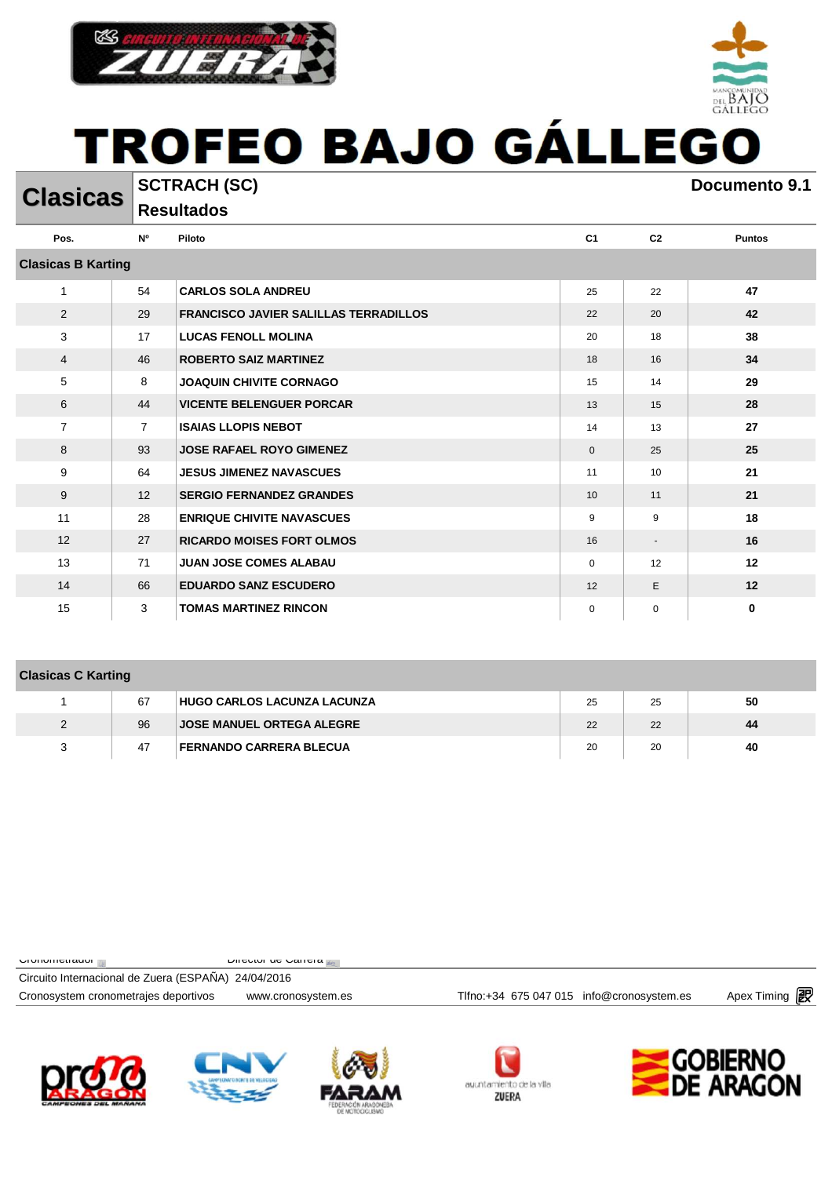# TROFEO BAJO GÁLLEGO

**Clasicas** | **SCTRACH (SC)** | **Documento 9.1**

**Resultados**

| Pos. | Nº | Piloto | C1 | C2 | Puntos |
|---|---|---|---|---|---|
| **Clasicas B Karting** | | | | | |
| 1 | 54 | **CARLOS SOLA ANDREU** | 25 | 22 | **47** |
| 2 | 29 | **FRANCISCO JAVIER SALILLAS TERRADILLOS** | 22 | 20 | **42** |
| 3 | 17 | **LUCAS FENOLL MOLINA** | 20 | 18 | **38** |
| 4 | 46 | **ROBERTO SAIZ MARTINEZ** | 18 | 16 | **34** |
| 5 | 8 | **JOAQUIN CHIVITE CORNAGO** | 15 | 14 | **29** |
| 6 | 44 | **VICENTE BELENGUER PORCAR** | 13 | 15 | **28** |
| 7 | 7 | **ISAIAS LLOPIS NEBOT** | 14 | 13 | **27** |
| 8 | 93 | **JOSE RAFAEL ROYO GIMENEZ** | 0 | 25 | **25** |
| 9 | 64 | **JESUS JIMENEZ NAVASCUES** | 11 | 10 | **21** |
| 9 | 12 | **SERGIO FERNANDEZ GRANDES** | 10 | 11 | **21** |
| 11 | 28 | **ENRIQUE CHIVITE NAVASCUES** | 9 | 9 | **18** |
| 12 | 27 | **RICARDO MOISES FORT OLMOS** | 16 | - | **16** |
| 13 | 71 | **JUAN JOSE COMES ALABAU** | 0 | 12 | **12** |
| 14 | 66 | **EDUARDO SANZ ESCUDERO** | 12 | E | **12** |
| 15 | 3 | **TOMAS MARTINEZ RINCON** | 0 | 0 | **0** |
| **Clasicas C Karting** | | | | | |
| 1 | 67 | **HUGO CARLOS LACUNZA LACUNZA** | 25 | 25 | **50** |
| 2 | 96 | **JOSE MANUEL ORTEGA ALEGRE** | 22 | 22 | **44** |
| 3 | 47 | **FERNANDO CARRERA BLECUA** | 20 | 20 | **40** |

Cronometrador    Director de Carrera

Circuito Internacional de Zuera (ESPAÑA) 24/04/2016

Cronosystem cronometrajes deportivos    www.cronosystem.es    Tlfno:+34 675 047 015    info@cronosystem.es    Apex Timing